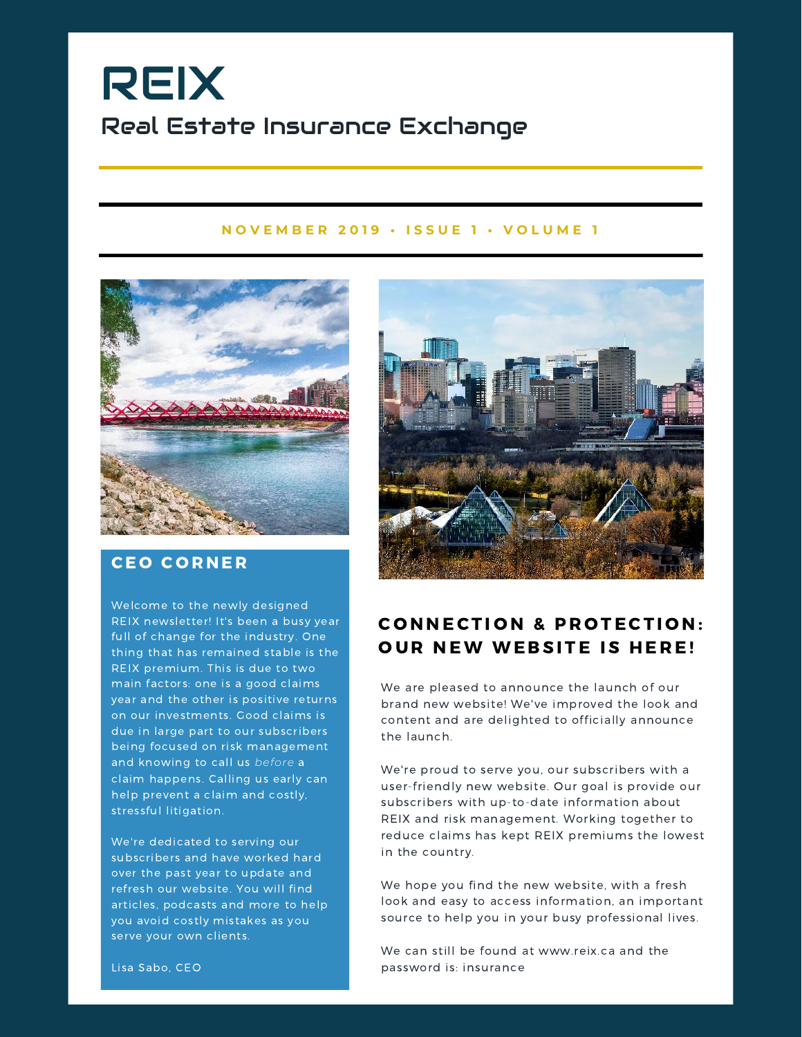# REIX

## Real Estate Insurance Exchange

NOVEMBER 2019 • ISSUE 1 • VOLUME 1

## CEO CORNER

Welcome to the newly designed REIX newsletter! It's been a busy year full of change for the industry. One thing that has remained stable is the REIX premium. This is due to two main factors: one is a good claims year and the other is positive returns on our investments. Good claims is due in large part to our subscribers being focused on risk management and knowing to call us *before* a claim happens. Calling us early can help prevent a claim and costly, stressful litigation.

We're dedicated to serving our subscribers and have worked hard over the past year to update and refresh our website. You will find articles, podcasts and more to help you avoid costly mistakes as you serve your own clients.

Lisa Sabo, CEO

## CONNECTION & PROTECTION: OUR NEW WEBSITE IS HERE!

We are pleased to announce the launch of our brand new website! We've improved the look and content and are delighted to officially announce the launch.

We're proud to serve you, our subscribers with a user-friendly new website. Our goal is provide our subscribers with up-to-date information about REIX and risk management. Working together to reduce claims has kept REIX premiums the lowest in the country.

We hope you find the new website, with a fresh look and easy to access information, an important source to help you in your busy professional lives.

We can still be found at www.reix.ca and the password is: insurance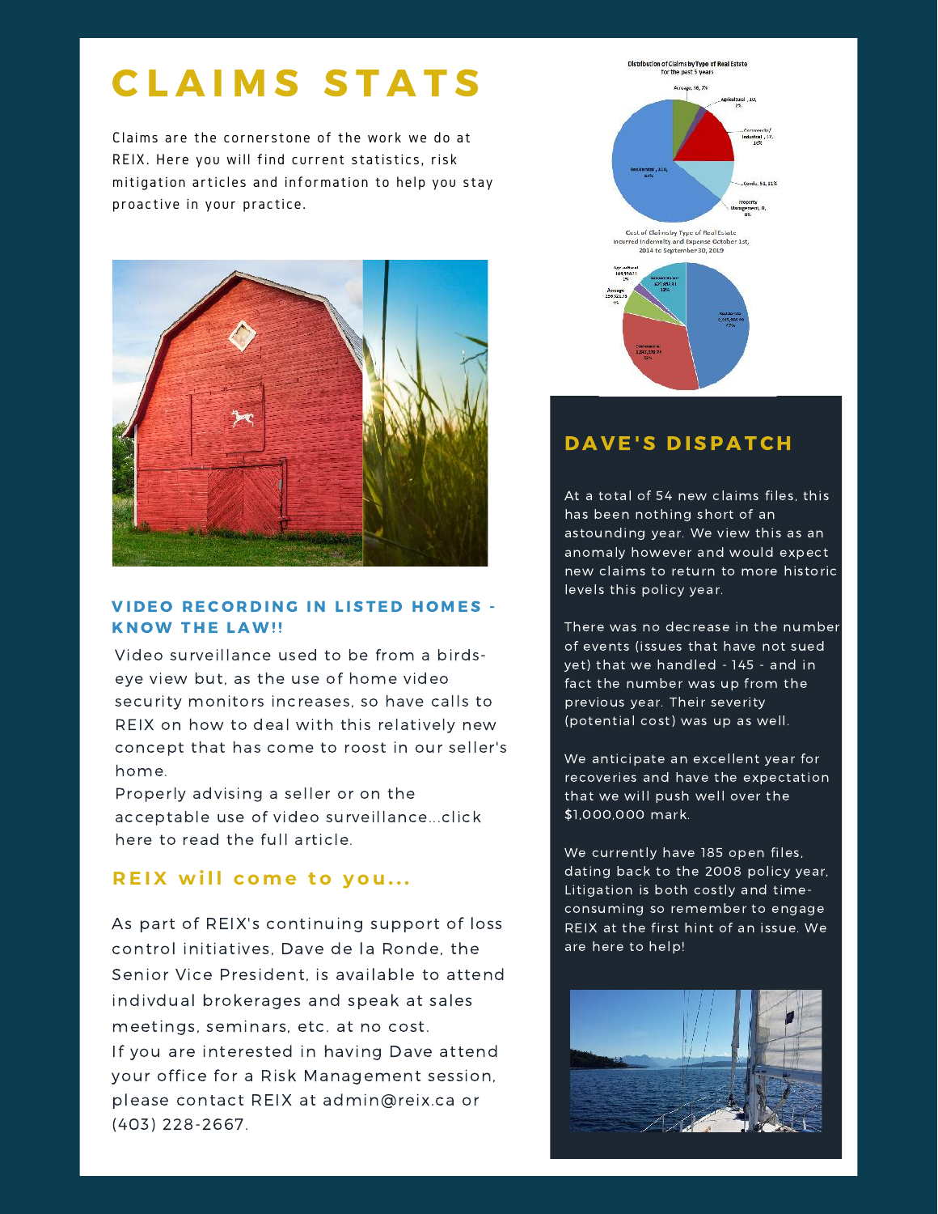# CLAIMS STATS

Claims are the cornerstone of the work we do at REIX. Here you will find current statistics, risk mitigation articles and information to help you stay proactive in your practice.

### VIDEO RECORDING IN LISTED HOMES - KNOW THE LAW!!

Video surveillance used to be from a birds-eye view but, as the use of home video security monitors increases, so have calls to REIX on how to deal with this relatively new concept that has come to roost in our seller's home.
Properly advising a seller or on the acceptable use of video surveillance...click here to read the full article.

### REIX will come to you...

As part of REIX's continuing support of loss control initiatives, Dave de la Ronde, the Senior Vice President, is available to attend indivdual brokerages and speak at sales meetings, seminars, etc. at no cost.
If you are interested in having Dave attend your office for a Risk Management session, please contact REIX at admin@reix.ca or (403) 228-2667.

Distribution of Claims by Type of Real Estate for the past 5 years

Acreage, 16, 7%
Agricultural, 10, 2%
Commercial/ Industrial, 37, 16%
Condo, 51, 11%
Property Management, 0, 0%
Residential, 310, 64%

Cost of Claims by Type of Real Estate Incurred Indemnity and Expense October 1st, 2014 to September 30, 2019

Agricultural 109,958.71 1%
Condominium 427,853.31 10%
Acreage 256,921.15 6%
Residential 2,045,982.99 47%
Commercial 1,540,370.74 32%

## DAVE'S DISPATCH

At a total of 54 new claims files, this has been nothing short of an astounding year. We view this as an anomaly however and would expect new claims to return to more historic levels this policy year.

There was no decrease in the number of events (issues that have not sued yet) that we handled - 145 - and in fact the number was up from the previous year. Their severity (potential cost) was up as well.

We anticipate an excellent year for recoveries and have the expectation that we will push well over the $1,000,000 mark.

We currently have 185 open files, dating back to the 2008 policy year. Litigation is both costly and time-consuming so remember to engage REIX at the first hint of an issue. We are here to help!